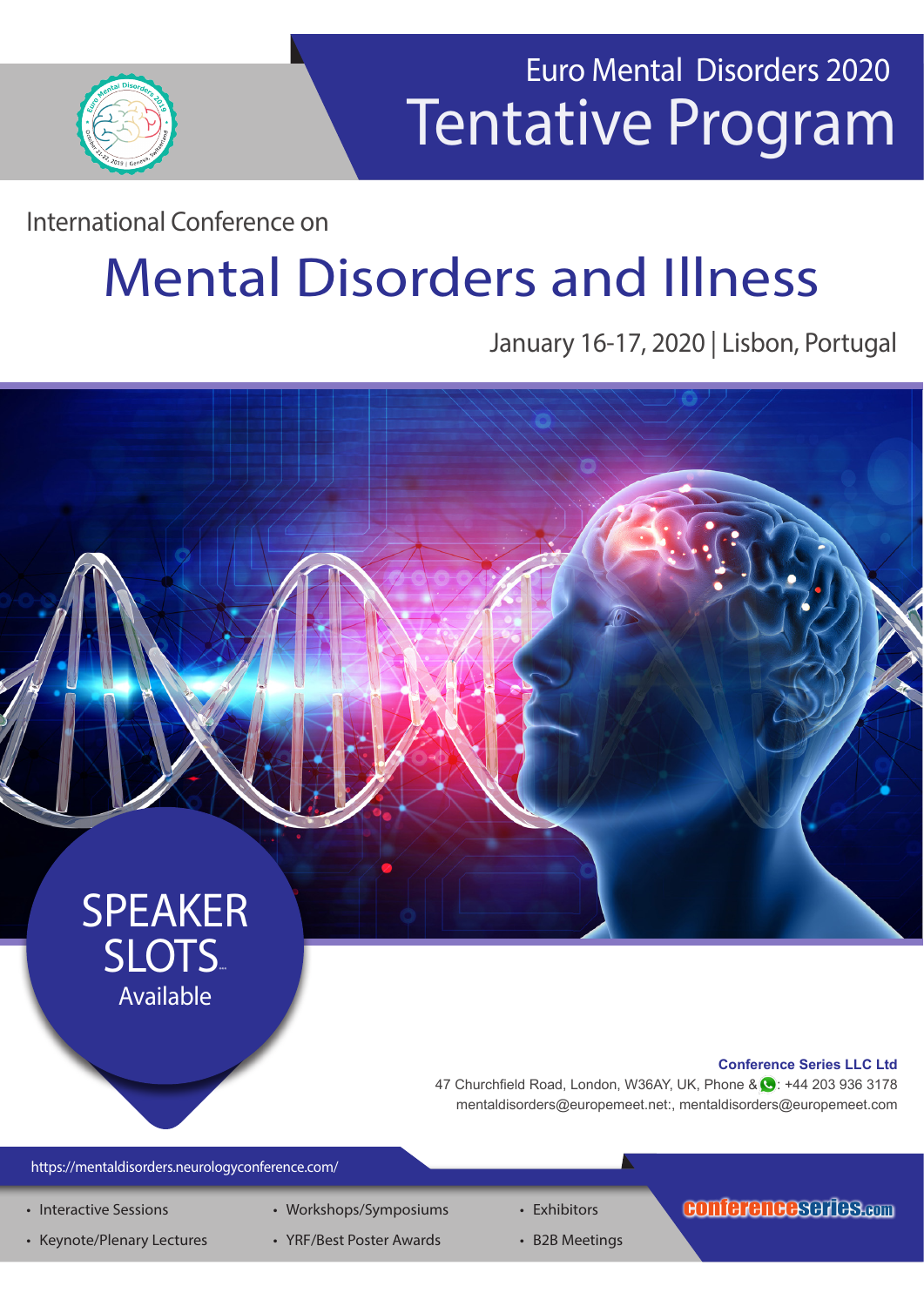# Euro Mental Disorders 2020

# Tentative Program

International Conference on

# Mental Disorders and Illness

January 16-17, 2020 | Lisbon, Portugal

SPEAKER SLOTS Available

**Conference Series LLC Ltd**
47 Churchfield Road, London, W36AY, UK, Phone & : +44 203 936 3178
mentaldisorders@europemeet.net:, mentaldisorders@europemeet.com

https://mentaldisorders.neurologyconference.com/

- Interactive Sessions
- Keynote/Plenary Lectures
- Workshops/Symposiums
- YRF/Best Poster Awards
- Exhibitors
- B2B Meetings

conferenceseries.com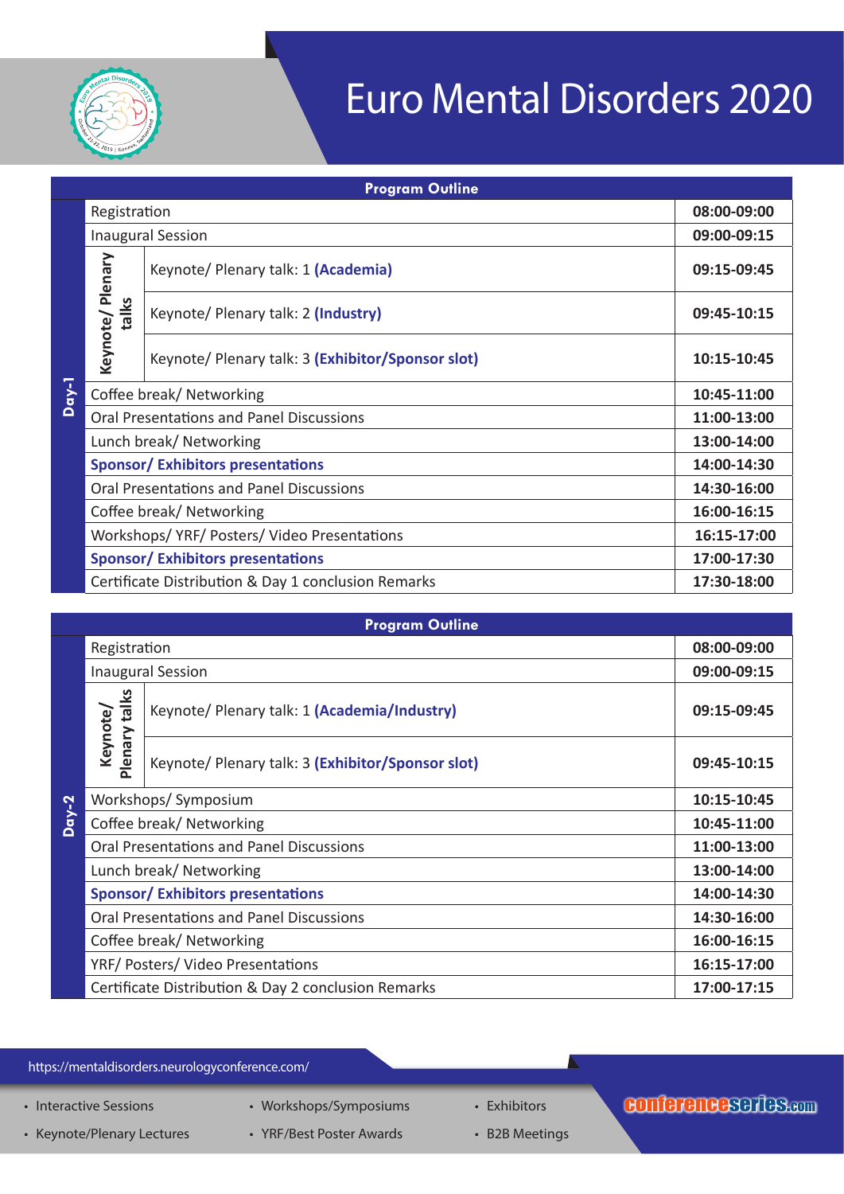# Euro Mental Disorders 2020

## Program Outline

| Day | Session | | Time |
|---|---|---|---|
| Day-1 | Registration | | 08:00-09:00 |
| | Inaugural Session | | 09:00-09:15 |
| | Keynote/ Plenary talks | Keynote/ Plenary talk: 1 **(Academia)** | 09:15-09:45 |
| | | Keynote/ Plenary talk: 2 **(Industry)** | 09:45-10:15 |
| | | Keynote/ Plenary talk: 3 **(Exhibitor/Sponsor slot)** | 10:15-10:45 |
| | Coffee break/ Networking | | 10:45-11:00 |
| | Oral Presentations and Panel Discussions | | 11:00-13:00 |
| | Lunch break/ Networking | | 13:00-14:00 |
| | **Sponsor/ Exhibitors presentations** | | 14:00-14:30 |
| | Oral Presentations and Panel Discussions | | 14:30-16:00 |
| | Coffee break/ Networking | | 16:00-16:15 |
| | Workshops/ YRF/ Posters/ Video Presentations | | 16:15-17:00 |
| | **Sponsor/ Exhibitors presentations** | | 17:00-17:30 |
| | Certificate Distribution & Day 1 conclusion Remarks | | 17:30-18:00 |

## Program Outline

| Day | Session | | Time |
|---|---|---|---|
| Day-2 | Registration | | 08:00-09:00 |
| | Inaugural Session | | 09:00-09:15 |
| | Keynote/ Plenary talks | Keynote/ Plenary talk: 1 **(Academia/Industry)** | 09:15-09:45 |
| | | Keynote/ Plenary talk: 3 **(Exhibitor/Sponsor slot)** | 09:45-10:15 |
| | Workshops/ Symposium | | 10:15-10:45 |
| | Coffee break/ Networking | | 10:45-11:00 |
| | Oral Presentations and Panel Discussions | | 11:00-13:00 |
| | Lunch break/ Networking | | 13:00-14:00 |
| | **Sponsor/ Exhibitors presentations** | | 14:00-14:30 |
| | Oral Presentations and Panel Discussions | | 14:30-16:00 |
| | Coffee break/ Networking | | 16:00-16:15 |
| | YRF/ Posters/ Video Presentations | | 16:15-17:00 |
| | Certificate Distribution & Day 2 conclusion Remarks | | 17:00-17:15 |

https://mentaldisorders.neurologyconference.com/

- Interactive Sessions
- Keynote/Plenary Lectures
- Workshops/Symposiums
- YRF/Best Poster Awards
- Exhibitors
- B2B Meetings

conferenceseries.com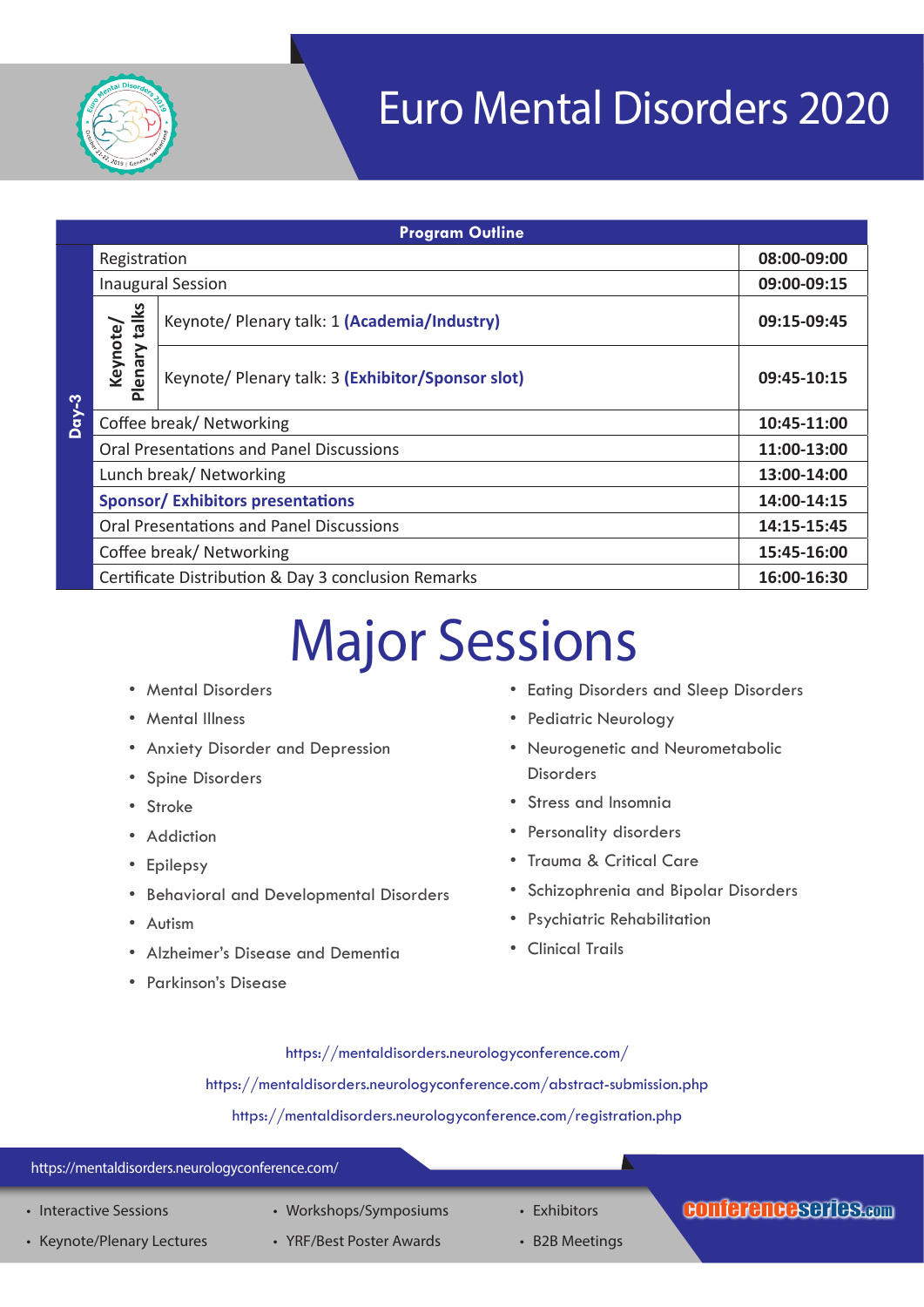# Euro Mental Disorders 2020

| Program Outline | | | |
|---|---|---|---|
| Day-3 | Registration | | 08:00-09:00 |
| | Inaugural Session | | 09:00-09:15 |
| | Keynote/ Plenary talks | Keynote/ Plenary talk: 1 **(Academia/Industry)** | 09:15-09:45 |
| | | Keynote/ Plenary talk: 3 **(Exhibitor/Sponsor slot)** | 09:45-10:15 |
| | Coffee break/ Networking | | 10:45-11:00 |
| | Oral Presentations and Panel Discussions | | 11:00-13:00 |
| | Lunch break/ Networking | | 13:00-14:00 |
| | **Sponsor/ Exhibitors presentations** | | 14:00-14:15 |
| | Oral Presentations and Panel Discussions | | 14:15-15:45 |
| | Coffee break/ Networking | | 15:45-16:00 |
| | Certificate Distribution & Day 3 conclusion Remarks | | 16:00-16:30 |

# Major Sessions

- Mental Disorders
- Mental Illness
- Anxiety Disorder and Depression
- Spine Disorders
- Stroke
- Addiction
- Epilepsy
- Behavioral and Developmental Disorders
- Autism
- Alzheimer's Disease and Dementia
- Parkinson's Disease
- Eating Disorders and Sleep Disorders
- Pediatric Neurology
- Neurogenetic and Neurometabolic Disorders
- Stress and Insomnia
- Personality disorders
- Trauma & Critical Care
- Schizophrenia and Bipolar Disorders
- Psychiatric Rehabilitation
- Clinical Trails

https://mentaldisorders.neurologyconference.com/

https://mentaldisorders.neurologyconference.com/abstract-submission.php

https://mentaldisorders.neurologyconference.com/registration.php

https://mentaldisorders.neurologyconference.com/

- Interactive Sessions
- Keynote/Plenary Lectures
- Workshops/Symposiums
- YRF/Best Poster Awards
- Exhibitors
- B2B Meetings

conferenceseries.com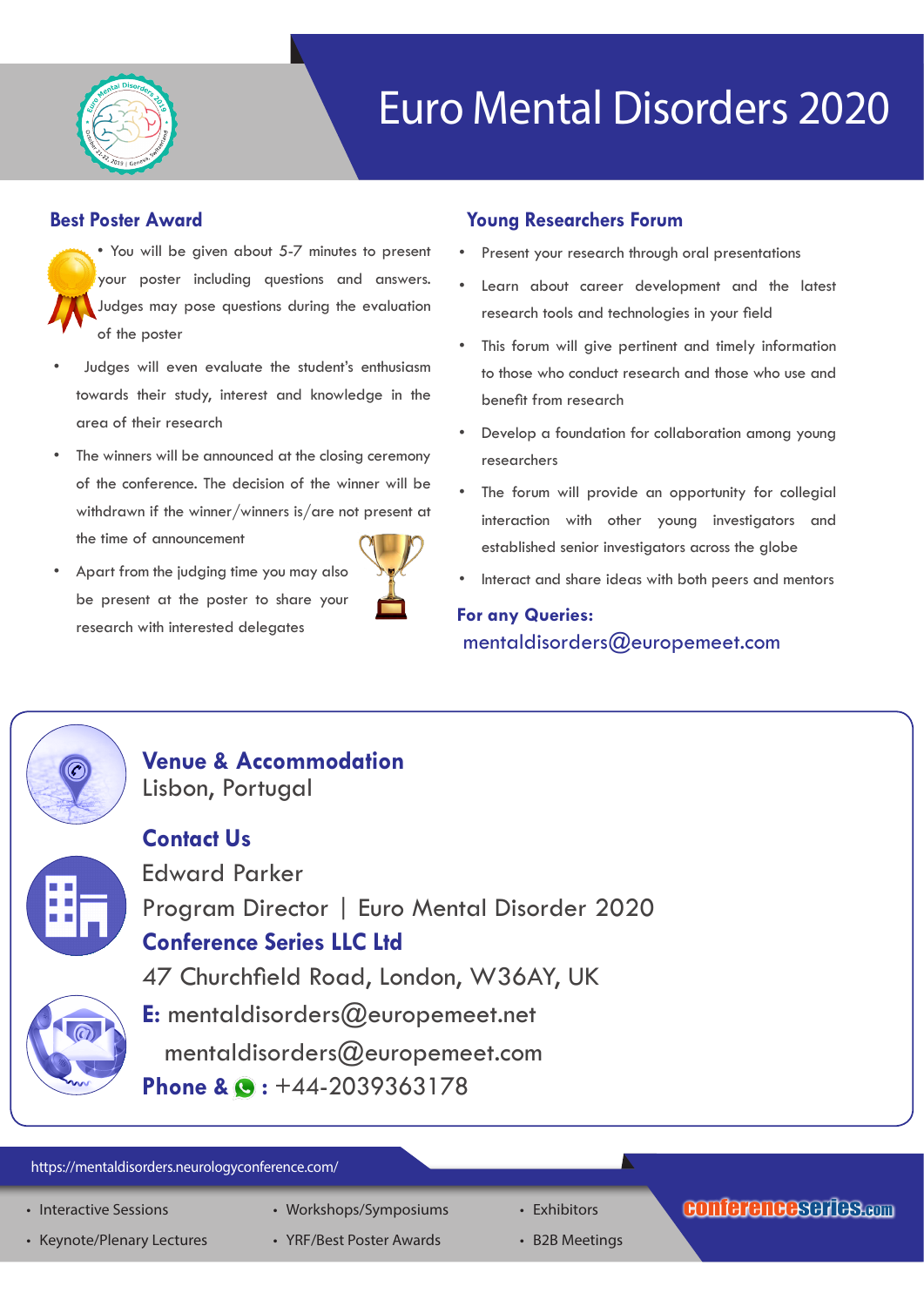# Euro Mental Disorders 2020

## Best Poster Award

- You will be given about 5-7 minutes to present your poster including questions and answers. Judges may pose questions during the evaluation of the poster
- Judges will even evaluate the student's enthusiasm towards their study, interest and knowledge in the area of their research
- The winners will be announced at the closing ceremony of the conference. The decision of the winner will be withdrawn if the winner/winners is/are not present at the time of announcement
- Apart from the judging time you may also be present at the poster to share your research with interested delegates

## Young Researchers Forum

- Present your research through oral presentations
- Learn about career development and the latest research tools and technologies in your field
- This forum will give pertinent and timely information to those who conduct research and those who use and benefit from research
- Develop a foundation for collaboration among young researchers
- The forum will provide an opportunity for collegial interaction with other young investigators and established senior investigators across the globe
- Interact and share ideas with both peers and mentors

**For any Queries:**
mentaldisorders@europemeet.com

## Venue & Accommodation

Lisbon, Portugal

## Contact Us

Edward Parker
Program Director | Euro Mental Disorder 2020
**Conference Series LLC Ltd**
47 Churchfield Road, London, W36AY, UK
**E:** mentaldisorders@europemeet.net
mentaldisorders@europemeet.com
**Phone & :** +44-2039363178

https://mentaldisorders.neurologyconference.com/

- Interactive Sessions
- Keynote/Plenary Lectures
- Workshops/Symposiums
- YRF/Best Poster Awards
- Exhibitors
- B2B Meetings

conferenceseries.com